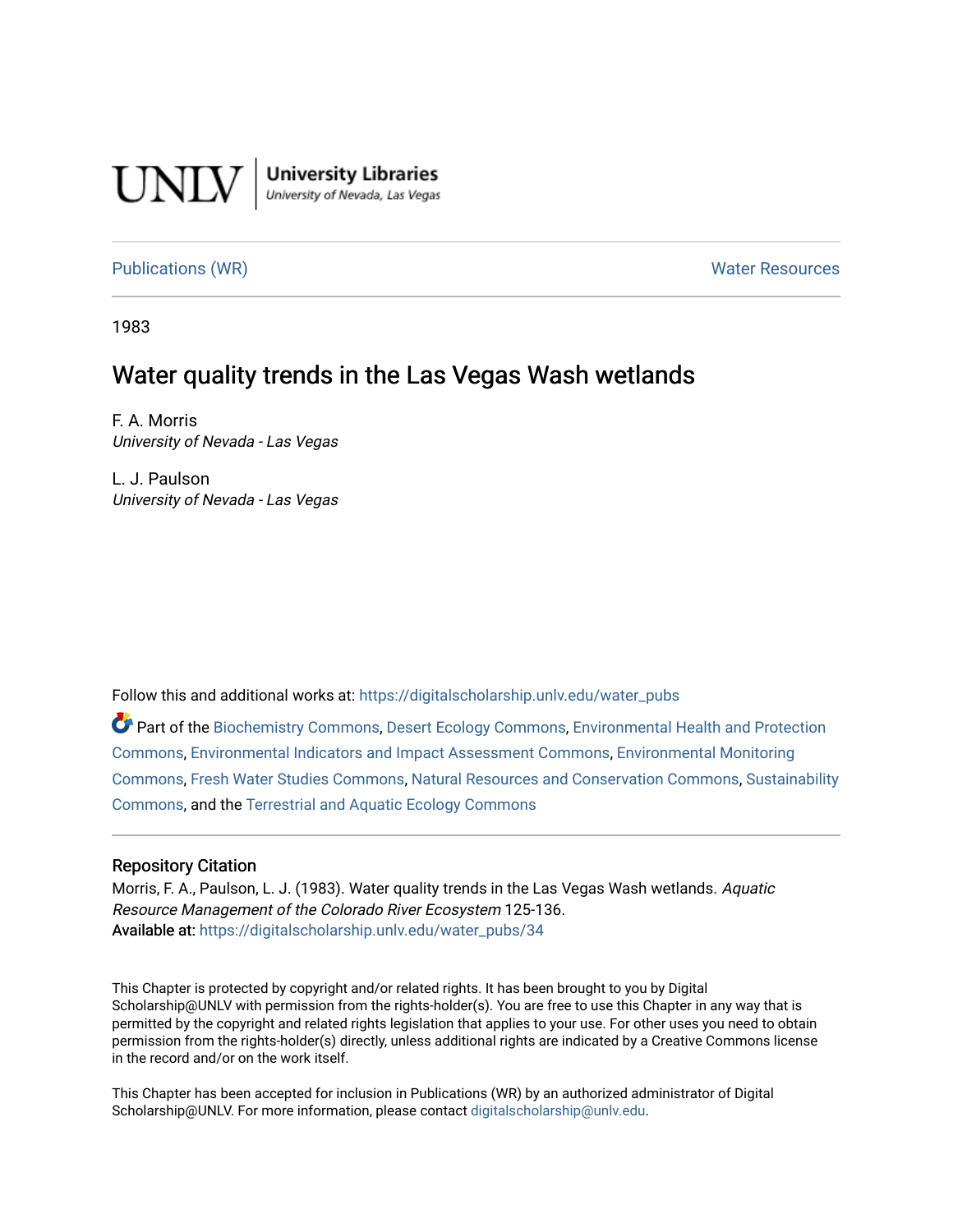UNLV | University Libraries
University of Nevada, Las Vegas

Publications (WR) Water Resources

1983

# Water quality trends in the Las Vegas Wash wetlands

F. A. Morris
*University of Nevada - Las Vegas*

L. J. Paulson
*University of Nevada - Las Vegas*

Follow this and additional works at: https://digitalscholarship.unlv.edu/water_pubs

Part of the Biochemistry Commons, Desert Ecology Commons, Environmental Health and Protection Commons, Environmental Indicators and Impact Assessment Commons, Environmental Monitoring Commons, Fresh Water Studies Commons, Natural Resources and Conservation Commons, Sustainability Commons, and the Terrestrial and Aquatic Ecology Commons

## Repository Citation

Morris, F. A., Paulson, L. J. (1983). Water quality trends in the Las Vegas Wash wetlands. *Aquatic Resource Management of the Colorado River Ecosystem* 125-136.
Available at: https://digitalscholarship.unlv.edu/water_pubs/34

This Chapter is protected by copyright and/or related rights. It has been brought to you by Digital Scholarship@UNLV with permission from the rights-holder(s). You are free to use this Chapter in any way that is permitted by the copyright and related rights legislation that applies to your use. For other uses you need to obtain permission from the rights-holder(s) directly, unless additional rights are indicated by a Creative Commons license in the record and/or on the work itself.

This Chapter has been accepted for inclusion in Publications (WR) by an authorized administrator of Digital Scholarship@UNLV. For more information, please contact digitalscholarship@unlv.edu.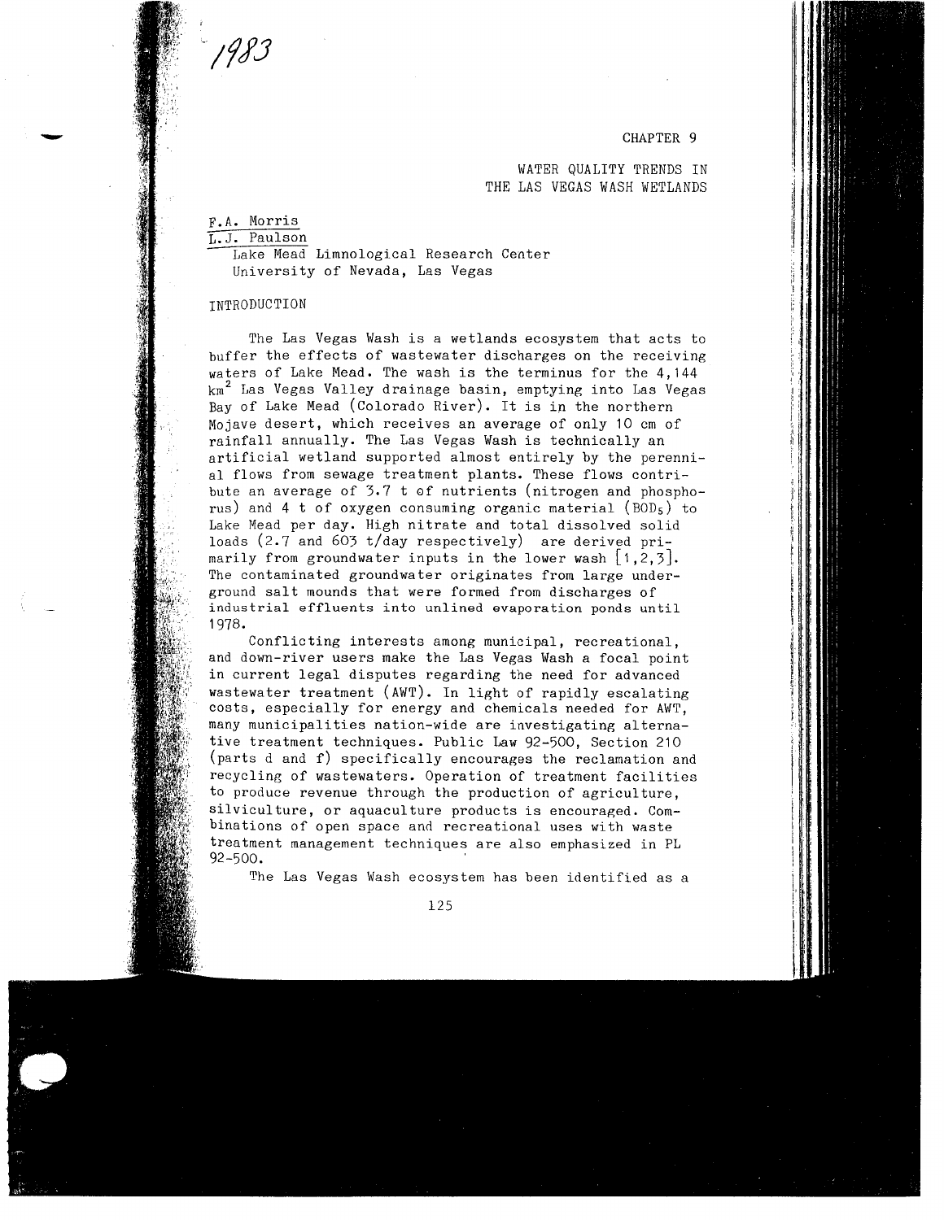1983

CHAPTER 9

# WATER QUALITY TRENDS IN THE LAS VEGAS WASH WETLANDS

F.A. Morris
L.J. Paulson
Lake Mead Limnological Research Center
University of Nevada, Las Vegas

## INTRODUCTION

The Las Vegas Wash is a wetlands ecosystem that acts to buffer the effects of wastewater discharges on the receiving waters of Lake Mead. The wash is the terminus for the 4,144 $km^2$ Las Vegas Valley drainage basin, emptying into Las Vegas Bay of Lake Mead (Colorado River). It is in the northern Mojave desert, which receives an average of only 10 cm of rainfall annually. The Las Vegas Wash is technically an artificial wetland supported almost entirely by the perennial flows from sewage treatment plants. These flows contribute an average of 3.7 t of nutrients (nitrogen and phosphorus) and 4 t of oxygen consuming organic material ($BOD_5$) to Lake Mead per day. High nitrate and total dissolved solid loads (2.7 and 603 t/day respectively) are derived primarily from groundwater inputs in the lower wash [1,2,3]. The contaminated groundwater originates from large underground salt mounds that were formed from discharges of industrial effluents into unlined evaporation ponds until 1978.

Conflicting interests among municipal, recreational, and down-river users make the Las Vegas Wash a focal point in current legal disputes regarding the need for advanced wastewater treatment (AWT). In light of rapidly escalating costs, especially for energy and chemicals needed for AWT, many municipalities nation-wide are investigating alternative treatment techniques. Public Law 92-500, Section 210 (parts d and f) specifically encourages the reclamation and recycling of wastewaters. Operation of treatment facilities to produce revenue through the production of agriculture, silviculture, or aquaculture products is encouraged. Combinations of open space and recreational uses with waste treatment management techniques are also emphasized in PL 92-500.

The Las Vegas Wash ecosystem has been identified as a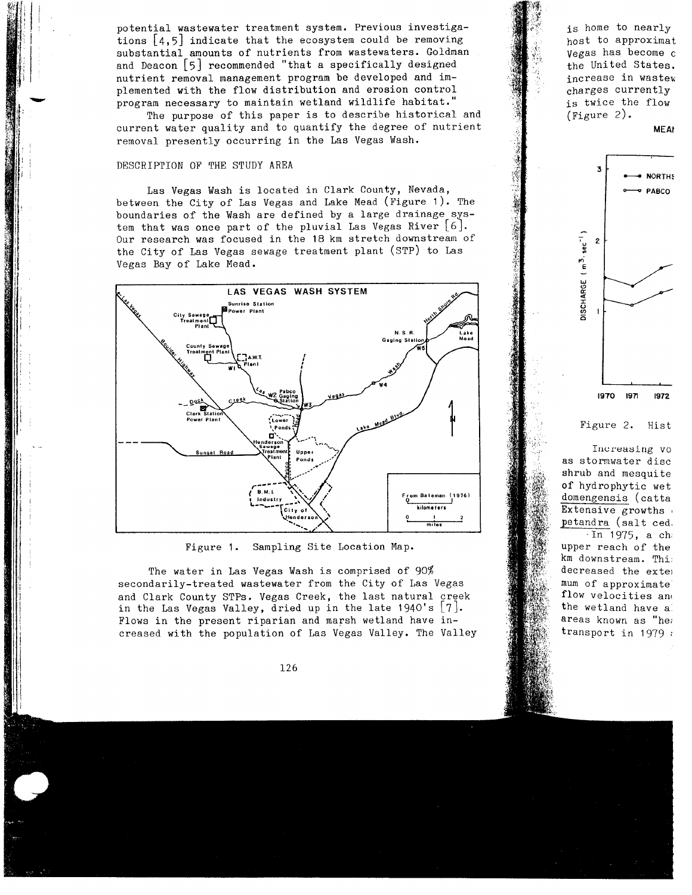potential wastewater treatment system. Previous investigations [4,5] indicate that the ecosystem could be removing substantial amounts of nutrients from wastewaters. Goldman and Deacon [5] recommended "that a specifically designed nutrient removal management program be developed and implemented with the flow distribution and erosion control program necessary to maintain wetland wildlife habitat."

The purpose of this paper is to describe historical and current water quality and to quantify the degree of nutrient removal presently occurring in the Las Vegas Wash.

## DESCRIPTION OF THE STUDY AREA

Las Vegas Wash is located in Clark County, Nevada, between the City of Las Vegas and Lake Mead (Figure 1). The boundaries of the Wash are defined by a large drainage system that was once part of the pluvial Las Vegas River [6]. Our research was focused in the 18 km stretch downstream of the City of Las Vegas sewage treatment plant (STP) to Las Vegas Bay of Lake Mead.

LAS VEGAS WASH SYSTEM

Sunrise Station Power Plant
City Sewage Treatment Plant
County Sewage Treatment Plant
A.W.T. Plant
W1
N. S. R. Gaging Station
W5
Lake Mead
North Shore Rd
W4
Las Vegas Wash
Pabco W2 Gaging Station
W3
Duck Creek
Clark Station Power Plant
Lower Ponds
Henderson Sewage Treatment Plant
Upper Ponds
Pabco Road
Sunset Road
Lake Mead Blvd.
B.M.I. Industry
City of Henderson
Las Vegas
Boulder Highway
N
From Bateman (1976)
0 kilometers
0 1 2 miles

Figure 1. Sampling Site Location Map.

The water in Las Vegas Wash is comprised of 90% secondarily-treated wastewater from the City of Las Vegas and Clark County STPs. Vegas Creek, the last natural creek in the Las Vegas Valley, dried up in the late 1940's [7]. Flows in the present riparian and marsh wetland have increased with the population of Las Vegas Valley. The Valley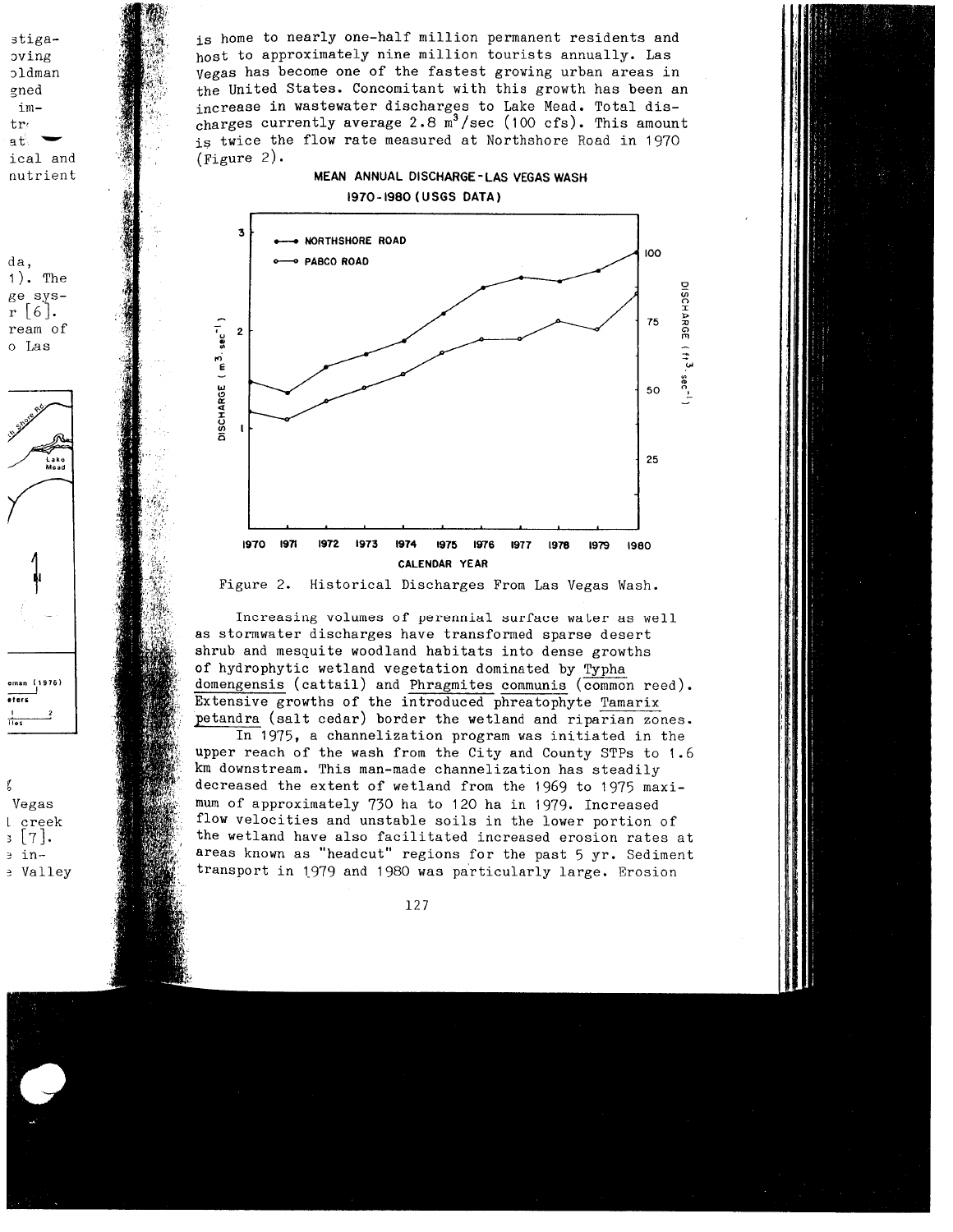is home to nearly one-half million permanent residents and host to approximately nine million tourists annually. Las Vegas has become one of the fastest growing urban areas in the United States. Concomitant with this growth has been an increase in wastewater discharges to Lake Mead. Total discharges currently average 2.8 $m^3$/sec (100 cfs). This amount is twice the flow rate measured at Northshore Road in 1970 (Figure 2).

MEAN ANNUAL DISCHARGE - LAS VEGAS WASH
1970-1980 (USGS DATA)

NORTHSHORE ROAD
PABCO ROAD

DISCHARGE ( $m^3 \cdot sec^{-1}$ )
3
2
1

DISCHARGE ( $ft^3 \cdot sec^{-1}$ )
100
75
50
25

1970 1971 1972 1973 1974 1975 1976 1977 1978 1979 1980
CALENDAR YEAR

Figure 2. Historical Discharges From Las Vegas Wash.

Increasing volumes of perennial surface water as well as stormwater discharges have transformed sparse desert shrub and mesquite woodland habitats into dense growths of hydrophytic wetland vegetation dominated by *Typha domengensis* (cattail) and *Phragmites communis* (common reed). Extensive growths of the introduced phreatophyte *Tamarix petandra* (salt cedar) border the wetland and riparian zones.

In 1975, a channelization program was initiated in the upper reach of the wash from the City and County STPs to 1.6 km downstream. This man-made channelization has steadily decreased the extent of wetland from the 1969 to 1975 maximum of approximately 730 ha to 120 ha in 1979. Increased flow velocities and unstable soils in the lower portion of the wetland have also facilitated increased erosion rates at areas known as "headcut" regions for the past 5 yr. Sediment transport in 1979 and 1980 was particularly large. Erosion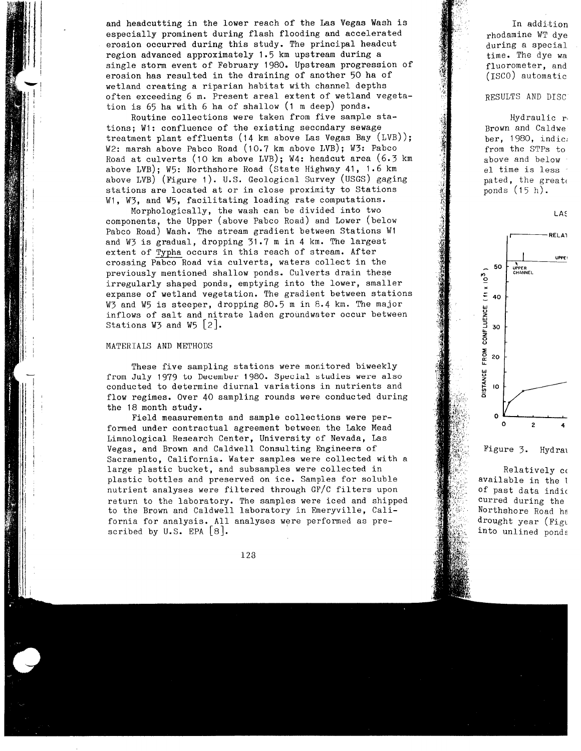and headcutting in the lower reach of the Las Vegas Wash is especially prominent during flash flooding and accelerated erosion occurred during this study. The principal headcut region advanced approximately 1.5 km upstream during a single storm event of February 1980. Upstream progression of erosion has resulted in the draining of another 50 ha of wetland creating a riparian habitat with channel depths often exceeding 6 m. Present areal extent of wetland vegetation is 65 ha with 6 ha of shallow (1 m deep) ponds.

Routine collections were taken from five sample stations; W1: confluence of the existing secondary sewage treatment plant effluents (14 km above Las Vegas Bay (LVB)); W2: marsh above Pabco Road (10.7 km above LVB); W3: Pabco Road at culverts (10 km above LVB); W4: headcut area (6.3 km above LVB); W5: Northshore Road (State Highway 41, 1.6 km above LVB) (Figure 1). U.S. Geological Survey (USGS) gaging stations are located at or in close proximity to Stations W1, W3, and W5, facilitating loading rate computations.

Morphologically, the wash can be divided into two components, the Upper (above Pabco Road) and Lower (below Pabco Road) Wash. The stream gradient between Stations W1 and W3 is gradual, dropping 31.7 m in 4 km. The largest extent of *Typha* occurs in this reach of stream. After crossing Pabco Road via culverts, waters collect in the previously mentioned shallow ponds. Culverts drain these irregularly shaped ponds, emptying into the lower, smaller expanse of wetland vegetation. The gradient between stations W3 and W5 is steeper, dropping 80.5 m in 8.4 km. The major inflows of salt and nitrate laden groundwater occur between Stations W3 and W5 [2].

## MATERIALS AND METHODS

These five sampling stations were monitored biweekly from July 1979 to December 1980. Special studies were also conducted to determine diurnal variations in nutrients and flow regimes. Over 40 sampling rounds were conducted during the 18 month study.

Field measurements and sample collections were performed under contractual agreement between the Lake Mead Limnological Research Center, University of Nevada, Las Vegas, and Brown and Caldwell Consulting Engineers of Sacramento, California. Water samples were collected with a large plastic bucket, and subsamples were collected in plastic bottles and preserved on ice. Samples for soluble nutrient analyses were filtered through GF/C filters upon return to the laboratory. The samples were iced and shipped to the Brown and Caldwell laboratory in Emeryville, California for analysis. All analyses were performed as prescribed by U.S. EPA [8].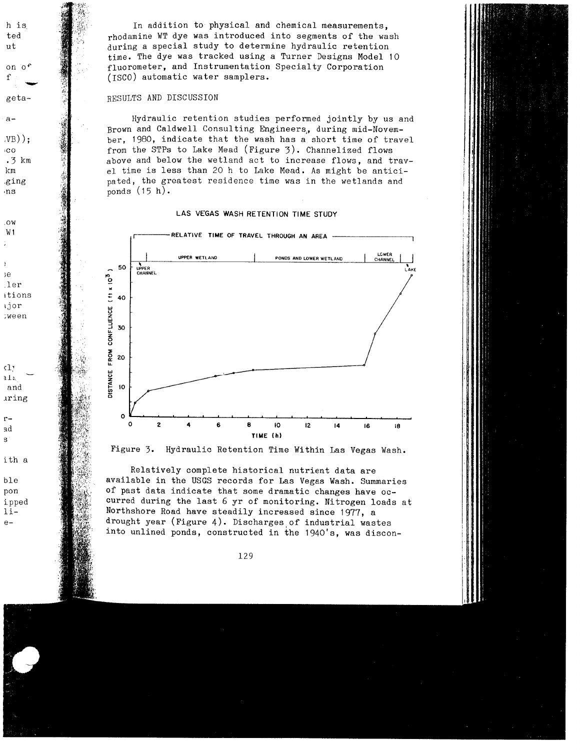In addition to physical and chemical measurements, rhodamine WT dye was introduced into segments of the wash during a special study to determine hydraulic retention time. The dye was tracked using a Turner Designs Model 10 fluorometer, and Instrumentation Specialty Corporation (ISCO) automatic water samplers.

## RESULTS AND DISCUSSION

Hydraulic retention studies performed jointly by us and Brown and Caldwell Consulting Engineers, during mid-November, 1980, indicate that the wash has a short time of travel from the STPs to Lake Mead (Figure 3). Channelized flows above and below the wetland act to increase flows, and travel time is less than 20 h to Lake Mead. As might be anticipated, the greatest residence time was in the wetlands and ponds (15 h).

LAS VEGAS WASH RETENTION TIME STUDY

RELATIVE TIME OF TRAVEL THROUGH AN AREA

UPPER WETLAND

PONDS AND LOWER WETLAND

LOWER CHANNEL

UPPER CHANNEL

LAKE

DISTANCE FROM CONFLUENCE (ft x 10$^3$)

0 10 20 30 40 50

TIME (h)

0 2 4 6 8 10 12 14 16 18

Figure 3. Hydraulic Retention Time Within Las Vegas Wash.

Relatively complete historical nutrient data are available in the USGS records for Las Vegas Wash. Summaries of past data indicate that some dramatic changes have occurred during the last 6 yr of monitoring. Nitrogen loads at Northshore Road have steadily increased since 1977, a drought year (Figure 4). Discharges of industrial wastes into unlined ponds, constructed in the 1940's, was discon-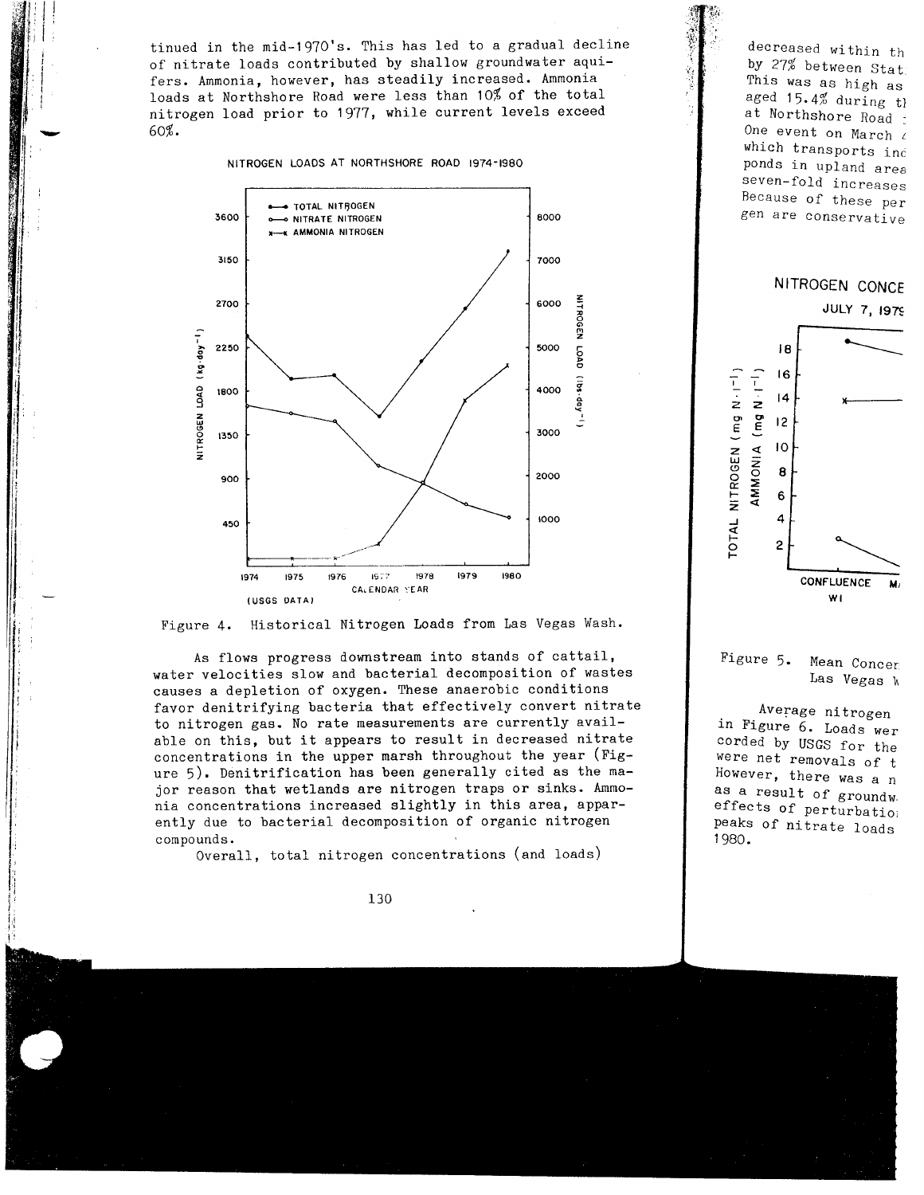tinued in the mid-1970's. This has led to a gradual decline of nitrate loads contributed by shallow groundwater aquifers. Ammonia, however, has steadily increased. Ammonia loads at Northshore Road were less than 10% of the total nitrogen load prior to 1977, while current levels exceed 60%.

NITROGEN LOADS AT NORTHSHORE ROAD 1974-1980

TOTAL NITROGEN
NITRATE NITROGEN
AMMONIA NITROGEN

NITROGEN LOAD (kg·day⁻¹)
3600
3150
2700
2250
1800
1350
900
450

NITROGEN LOAD (lbs·day⁻¹)
8000
7000
6000
5000
4000
3000
2000
1000

1974 1975 1976 1977 1978 1979 1980
CALENDAR YEAR

(USGS DATA)

Figure 4. Historical Nitrogen Loads from Las Vegas Wash.

As flows progress downstream into stands of cattail, water velocities slow and bacterial decomposition of wastes causes a depletion of oxygen. These anaerobic conditions favor denitrifying bacteria that effectively convert nitrate to nitrogen gas. No rate measurements are currently available on this, but it appears to result in decreased nitrate concentrations in the upper marsh throughout the year (Figure 5). Denitrification has been generally cited as the major reason that wetlands are nitrogen traps or sinks. Ammonia concentrations increased slightly in this area, apparently due to bacterial decomposition of organic nitrogen compounds.

Overall, total nitrogen concentrations (and loads) decreased within th by 27% between Stat This was as high as aged 15.4% during tl at Northshore Road One event on March which transports inc ponds in upland area seven-fold increases Because of these per gen are conservative

NITROGEN CONCE

JULY 7, 1979

TOTAL NITROGEN (mg N·l⁻¹)
AMMONIA (mg N·l⁻¹)
18
16
14
12
10
8
6
4
2

CONFLUENCE M
WI

Figure 5. Mean Concen Las Vegas W

Average nitrogen in Figure 6. Loads wer corded by USGS for the were net removals of t However, there was a n as a result of groundw effects of perturbatio peaks of nitrate loads 1980.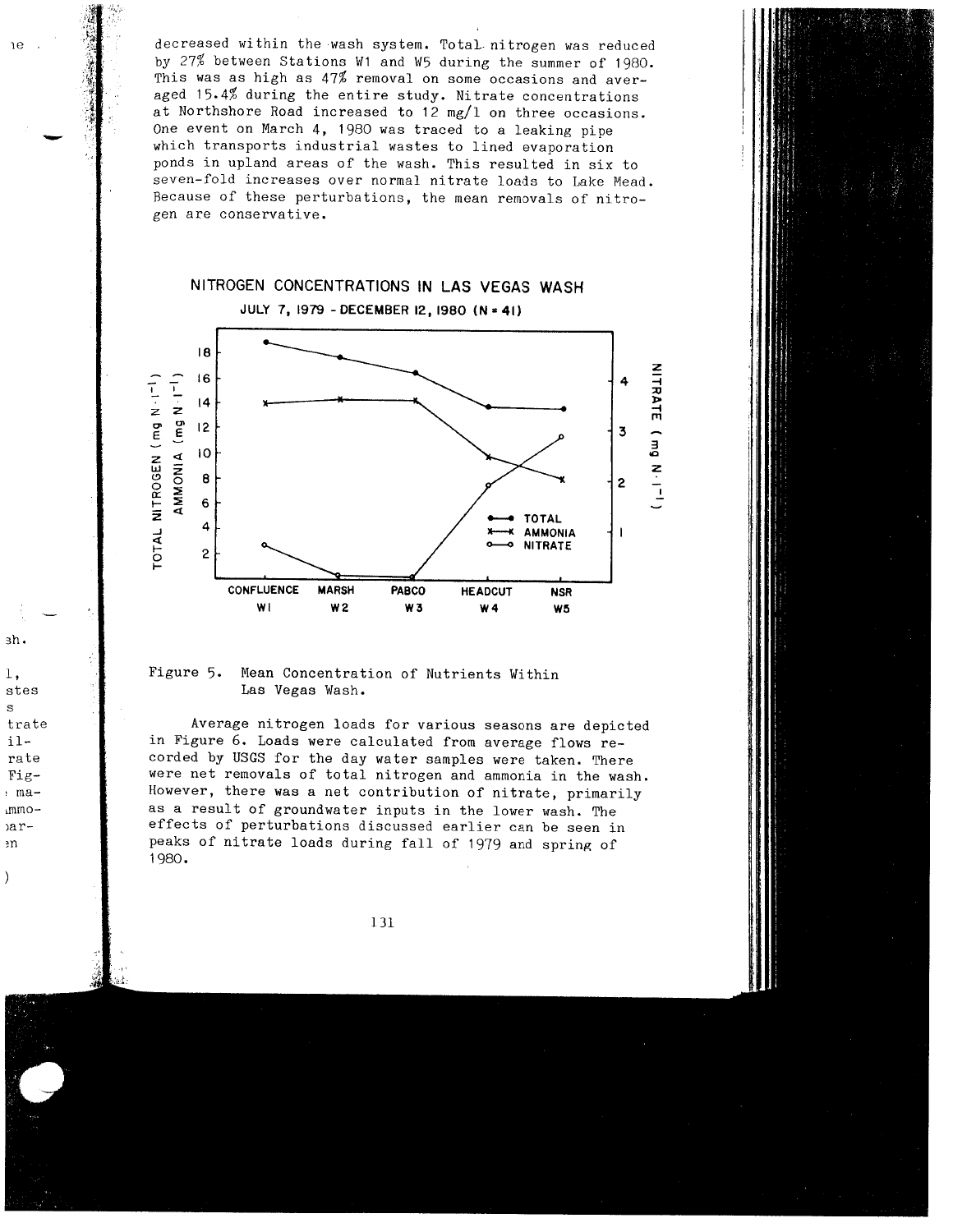decreased within the wash system. Total nitrogen was reduced by 27% between Stations W1 and W5 during the summer of 1980. This was as high as 47% removal on some occasions and averaged 15.4% during the entire study. Nitrate concentrations at Northshore Road increased to 12 mg/l on three occasions. One event on March 4, 1980 was traced to a leaking pipe which transports industrial wastes to lined evaporation ponds in upland areas of the wash. This resulted in six to seven-fold increases over normal nitrate loads to Lake Mead. Because of these perturbations, the mean removals of nitrogen are conservative.

NITROGEN CONCENTRATIONS IN LAS VEGAS WASH

JULY 7, 1979 - DECEMBER 12, 1980 (N = 41)

TOTAL NITROGEN ( mg N · l⁻¹ )
AMMONIA (mg N l⁻¹)

18
16
14
12
10
8
6
4
2

NITRATE ( mg N · l⁻¹ )

4
3
2
1

TOTAL
AMMONIA
NITRATE

CONFLUENCE W1
MARSH W2
PABCO W3
HEADCUT W4
NSR W5

Figure 5. Mean Concentration of Nutrients Within Las Vegas Wash.

Average nitrogen loads for various seasons are depicted in Figure 6. Loads were calculated from average flows recorded by USGS for the day water samples were taken. There were net removals of total nitrogen and ammonia in the wash. However, there was a net contribution of nitrate, primarily as a result of groundwater inputs in the lower wash. The effects of perturbations discussed earlier can be seen in peaks of nitrate loads during fall of 1979 and spring of 1980.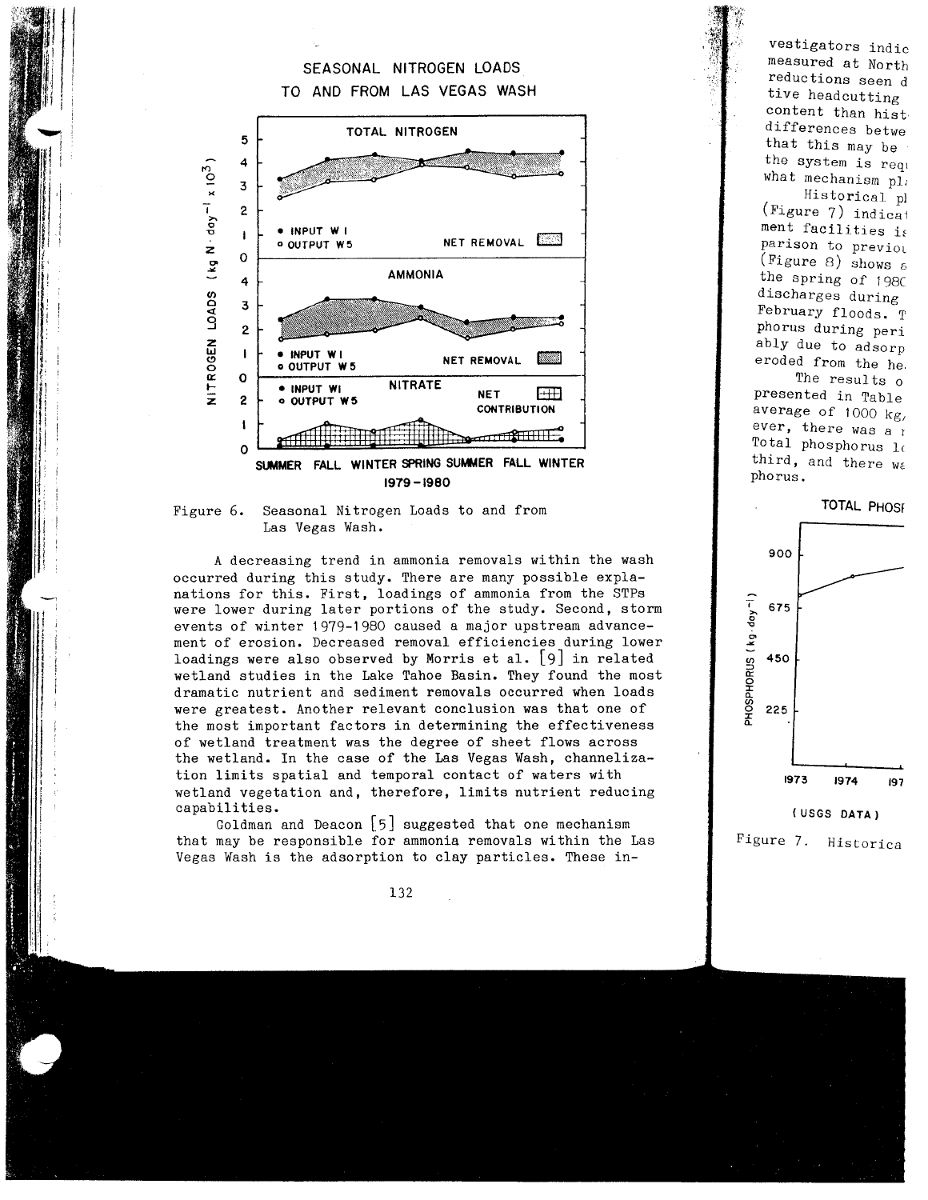SEASONAL NITROGEN LOADS
TO AND FROM LAS VEGAS WASH

TOTAL NITROGEN

AMMONIA

NITRATE

NITROGEN LOADS (kg N · day$^{-1}$ x 10$^3$)

5
4
3
2
1
0

● INPUT W1
○ OUTPUT W5
NET REMOVAL

4
3
2
1
0

● INPUT W1
○ OUTPUT W5
NET REMOVAL

● INPUT W1
○ OUTPUT W5
NET CONTRIBUTION

2
1
0

SUMMER FALL WINTER SPRING SUMMER FALL WINTER
1979-1980

Figure 6. Seasonal Nitrogen Loads to and from Las Vegas Wash.

A decreasing trend in ammonia removals within the wash occurred during this study. There are many possible explanations for this. First, loadings of ammonia from the STPs were lower during later portions of the study. Second, storm events of winter 1979-1980 caused a major upstream advancement of erosion. Decreased removal efficiencies during lower loadings were also observed by Morris et al. [9] in related wetland studies in the Lake Tahoe Basin. They found the most dramatic nutrient and sediment removals occurred when loads were greatest. Another relevant conclusion was that one of the most important factors in determining the effectiveness of wetland treatment was the degree of sheet flows across the wetland. In the case of the Las Vegas Wash, channelization limits spatial and temporal contact of waters with wetland vegetation and, therefore, limits nutrient reducing capabilities.

Goldman and Deacon [5] suggested that one mechanism that may be responsible for ammonia removals within the Las Vegas Wash is the adsorption to clay particles. These investigators indic measured at North reductions seen d tive headcutting content than hist differences betwe that this may be the system is requ what mechanism pl

Historical pl (Figure 7) indica ment facilities is parison to previou (Figure 8) shows a the spring of 1980 discharges during February floods. T phorus during peri ably due to adsorp eroded from the he.

The results o presented in Table average of 1000 kg, ever, there was a Total phosphorus l third, and there wa phorus.

TOTAL PHOSP

900
675
450
225

PHOSPHORUS (kg·day$^{-1}$)

1973 1974 197

(USGS DATA)

Figure 7. Historica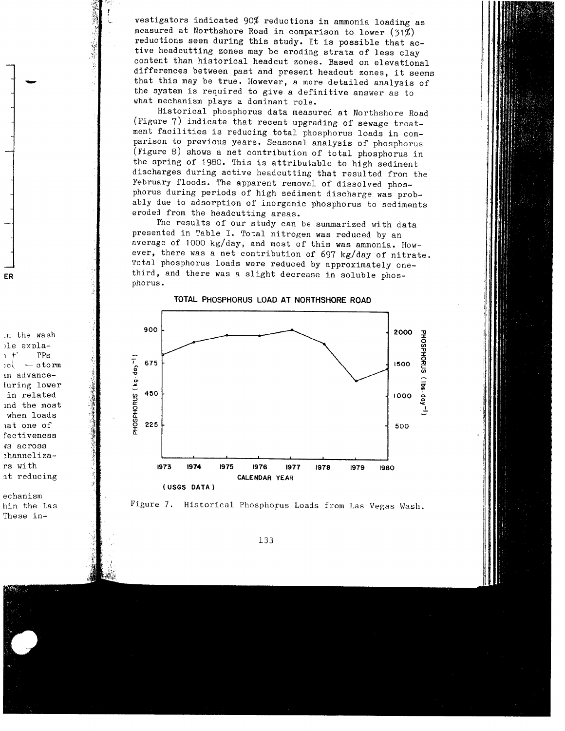vestigators indicated 90% reductions in ammonia loading as measured at Northshore Road in comparison to lower (31%) reductions seen during this study. It is possible that active headcutting zones may be eroding strata of less clay content than historical headcut zones. Based on elevational differences between past and present headcut zones, it seems that this may be true. However, a more detailed analysis of the system is required to give a definitive answer as to what mechanism plays a dominant role.

Historical phosphorus data measured at Northshore Road (Figure 7) indicate that recent upgrading of sewage treatment facilities is reducing total phosphorus loads in comparison to previous years. Seasonal analysis of phosphorus (Figure 8) shows a net contribution of total phosphorus in the spring of 1980. This is attributable to high sediment discharges during active headcutting that resulted from the February floods. The apparent removal of dissolved phosphorus during periods of high sediment discharge was probably due to adsorption of inorganic phosphorus to sediments eroded from the headcutting areas.

The results of our study can be summarized with data presented in Table I. Total nitrogen was reduced by an average of 1000 kg/day, and most of this was ammonia. However, there was a net contribution of 697 kg/day of nitrate. Total phosphorus loads were reduced by approximately one-third, and there was a slight decrease in soluble phosphorus.

TOTAL PHOSPHORUS LOAD AT NORTHSHORE ROAD

PHOSPHORUS ( kg · day$^{-1}$ )

900
675
450
225

PHOSPHORUS ( lbs · day$^{-1}$ )

2000
1500
1000
500

1973 1974 1975 1976 1977 1978 1979 1980

CALENDAR YEAR

( USGS DATA )

Figure 7. Historical Phosphorus Loads from Las Vegas Wash.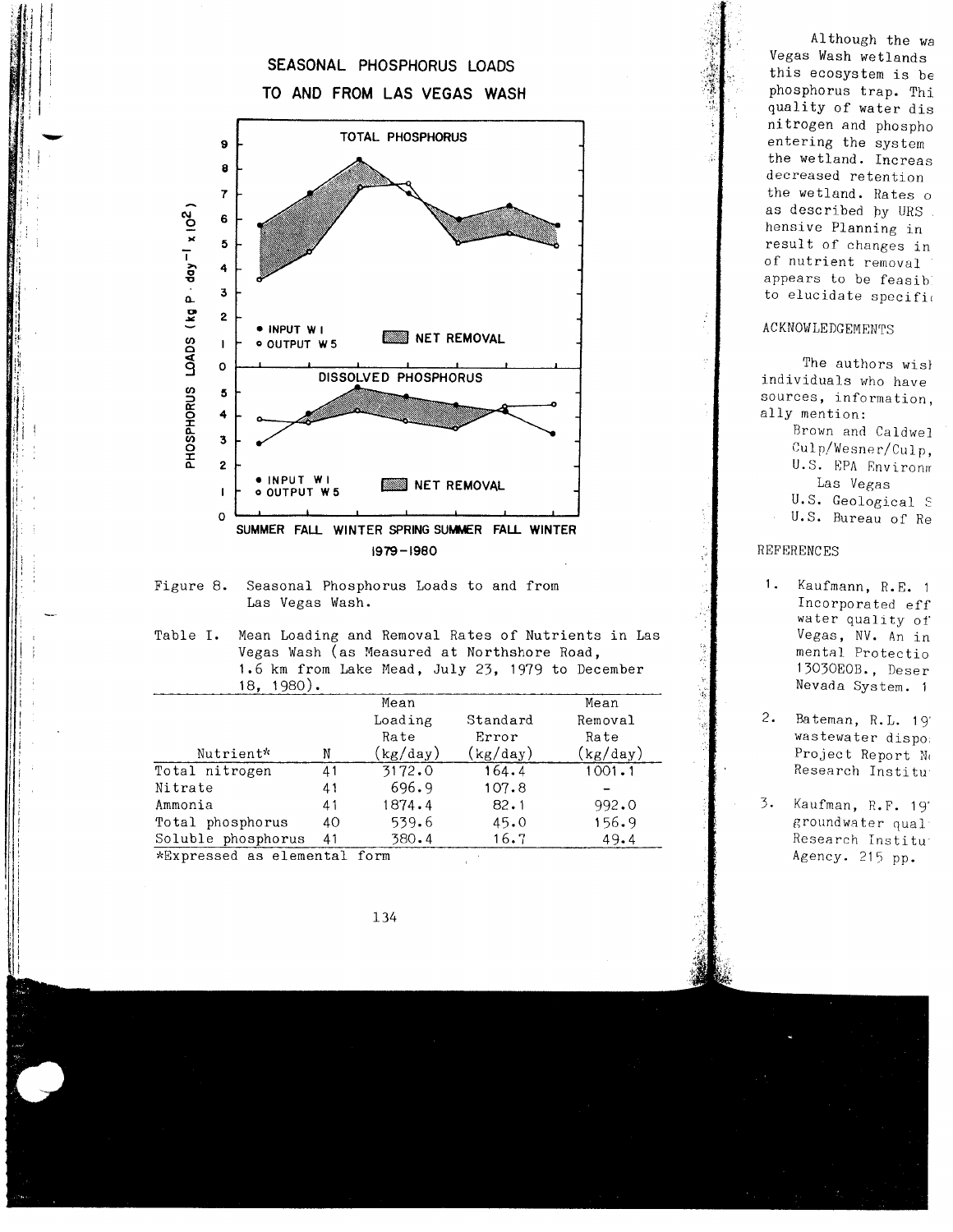SEASONAL PHOSPHORUS LOADS
TO AND FROM LAS VEGAS WASH

TOTAL PHOSPHORUS

PHOSPHORUS LOADS (kg P · day$^{-1}$ x $10^2$)

9
8
7
6
5
4
3
2
1
0

• INPUT W 1
○ OUTPUT W 5

NET REMOVAL

DISSOLVED PHOSPHORUS

5
4
3
2
1
0

• INPUT W 1
○ OUTPUT W 5

NET REMOVAL

SUMMER FALL WINTER SPRING SUMMER FALL WINTER

1979–1980

Figure 8. Seasonal Phosphorus Loads to and from Las Vegas Wash.

Table I. Mean Loading and Removal Rates of Nutrients in Las Vegas Wash (as Measured at Northshore Road, 1.6 km from Lake Mead, July 23, 1979 to December 18, 1980).

| Nutrient* | N | Mean Loading Rate (kg/day) | Standard Error (kg/day) | Mean Removal Rate (kg/day) |
|---|---|---|---|---|
| Total nitrogen | 41 | 3172.0 | 164.4 | 1001.1 |
| Nitrate | 41 | 696.9 | 107.8 | - |
| Ammonia | 41 | 1874.4 | 82.1 | 992.0 |
| Total phosphorus | 40 | 539.6 | 45.0 | 156.9 |
| Soluble phosphorus | 41 | 380.4 | 16.7 | 49.4 |

*Expressed as elemental form

Although the wa
Vegas Wash wetlands
this ecosystem is be
phosphorus trap. Thi
quality of water dis
nitrogen and phospho
entering the system
the wetland. Increas
decreased retention
the wetland. Rates o
as described by URS
hensive Planning in
result of changes in
of nutrient removal
appears to be feasib
to elucidate specifi

ACKNOWLEDGEMENTS

The authors wis
individuals who have
sources, information,
ally mention:

Brown and Caldwel
Culp/Wesner/Culp,
U.S. EPA Environm
Las Vegas
U.S. Geological S
U.S. Bureau of Re

REFERENCES

1. Kaufmann, R.E. 1
Incorporated eff
water quality of
Vegas, NV. An in
mental Protectio
13030EOB., Deser
Nevada System. 1

2. Bateman, R.L. 19
wastewater dispo
Project Report N
Research Institu

3. Kaufman, R.F. 19
groundwater qual
Research Institu
Agency. 215 pp.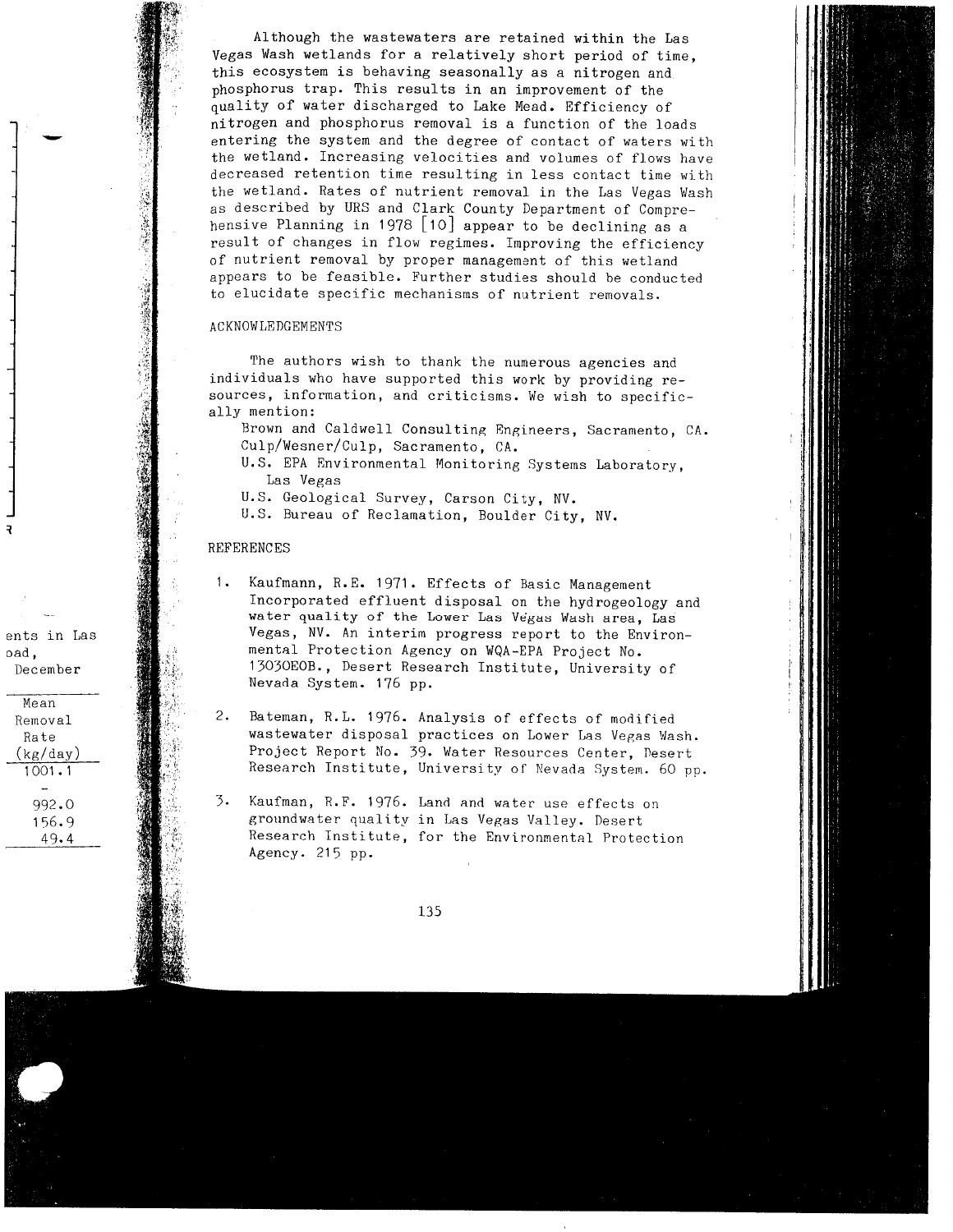Although the wastewaters are retained within the Las Vegas Wash wetlands for a relatively short period of time, this ecosystem is behaving seasonally as a nitrogen and phosphorus trap. This results in an improvement of the quality of water discharged to Lake Mead. Efficiency of nitrogen and phosphorus removal is a function of the loads entering the system and the degree of contact of waters with the wetland. Increasing velocities and volumes of flows have decreased retention time resulting in less contact time with the wetland. Rates of nutrient removal in the Las Vegas Wash as described by URS and Clark County Department of Comprehensive Planning in 1978 [10] appear to be declining as a result of changes in flow regimes. Improving the efficiency of nutrient removal by proper management of this wetland appears to be feasible. Further studies should be conducted to elucidate specific mechanisms of nutrient removals.

## ACKNOWLEDGEMENTS

The authors wish to thank the numerous agencies and individuals who have supported this work by providing resources, information, and criticisms. We wish to specifically mention:

- Brown and Caldwell Consulting Engineers, Sacramento, CA.
- Culp/Wesner/Culp, Sacramento, CA.
- U.S. EPA Environmental Monitoring Systems Laboratory, Las Vegas
- U.S. Geological Survey, Carson City, NV.
- U.S. Bureau of Reclamation, Boulder City, NV.

## REFERENCES

1. Kaufmann, R.E. 1971. Effects of Basic Management Incorporated effluent disposal on the hydrogeology and water quality of the Lower Las Vegas Wash area, Las Vegas, NV. An interim progress report to the Environmental Protection Agency on WQA-EPA Project No. 13030EOB., Desert Research Institute, University of Nevada System. 176 pp.

2. Bateman, R.L. 1976. Analysis of effects of modified wastewater disposal practices on Lower Las Vegas Wash. Project Report No. 39. Water Resources Center, Desert Research Institute, University of Nevada System. 60 pp.

3. Kaufman, R.F. 1976. Land and water use effects on groundwater quality in Las Vegas Valley. Desert Research Institute, for the Environmental Protection Agency. 215 pp.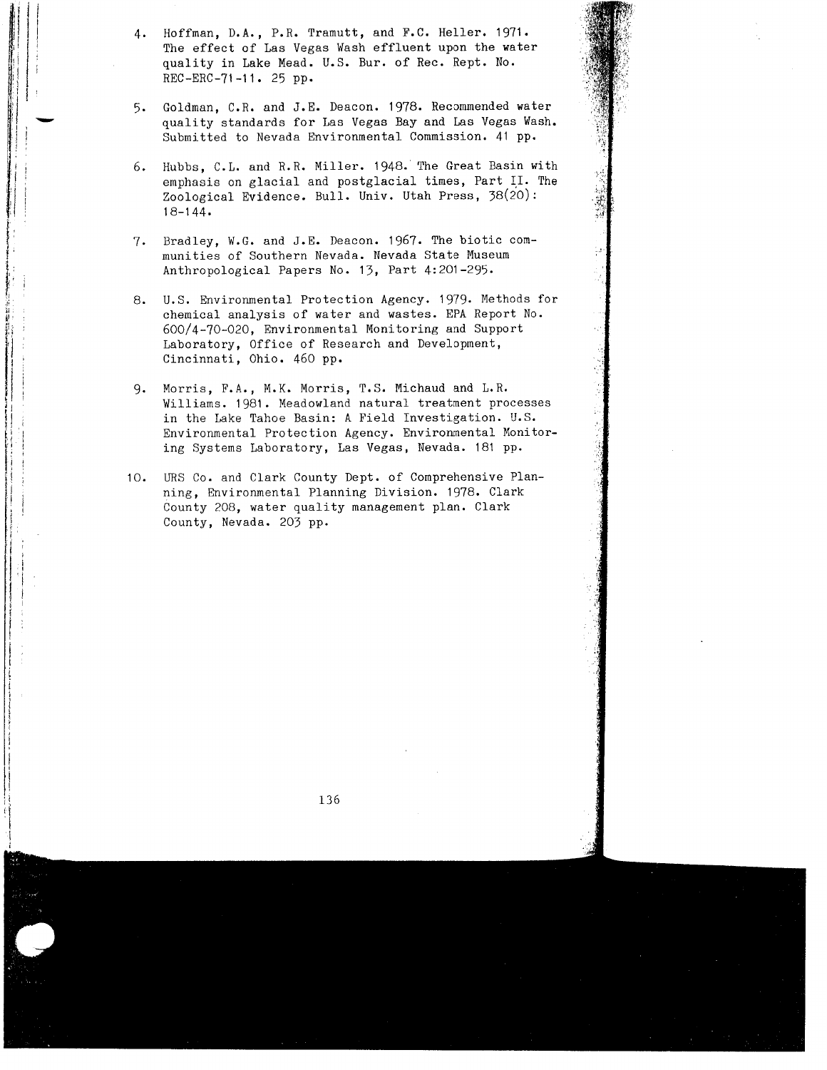4. Hoffman, D.A., P.R. Tramutt, and F.C. Heller. 1971. The effect of Las Vegas Wash effluent upon the water quality in Lake Mead. U.S. Bur. of Rec. Rept. No. REC-ERC-71-11. 25 pp.

5. Goldman, C.R. and J.E. Deacon. 1978. Recommended water quality standards for Las Vegas Bay and Las Vegas Wash. Submitted to Nevada Environmental Commission. 41 pp.

6. Hubbs, C.L. and R.R. Miller. 1948. The Great Basin with emphasis on glacial and postglacial times, Part II. The Zoological Evidence. Bull. Univ. Utah Press, 38(20): 18-144.

7. Bradley, W.G. and J.E. Deacon. 1967. The biotic communities of Southern Nevada. Nevada State Museum Anthropological Papers No. 13, Part 4:201-295.

8. U.S. Environmental Protection Agency. 1979. Methods for chemical analysis of water and wastes. EPA Report No. 600/4-70-020, Environmental Monitoring and Support Laboratory, Office of Research and Development, Cincinnati, Ohio. 460 pp.

9. Morris, F.A., M.K. Morris, T.S. Michaud and L.R. Williams. 1981. Meadowland natural treatment processes in the Lake Tahoe Basin: A Field Investigation. U.S. Environmental Protection Agency. Environmental Monitoring Systems Laboratory, Las Vegas, Nevada. 181 pp.

10. URS Co. and Clark County Dept. of Comprehensive Planning, Environmental Planning Division. 1978. Clark County 208, water quality management plan. Clark County, Nevada. 203 pp.